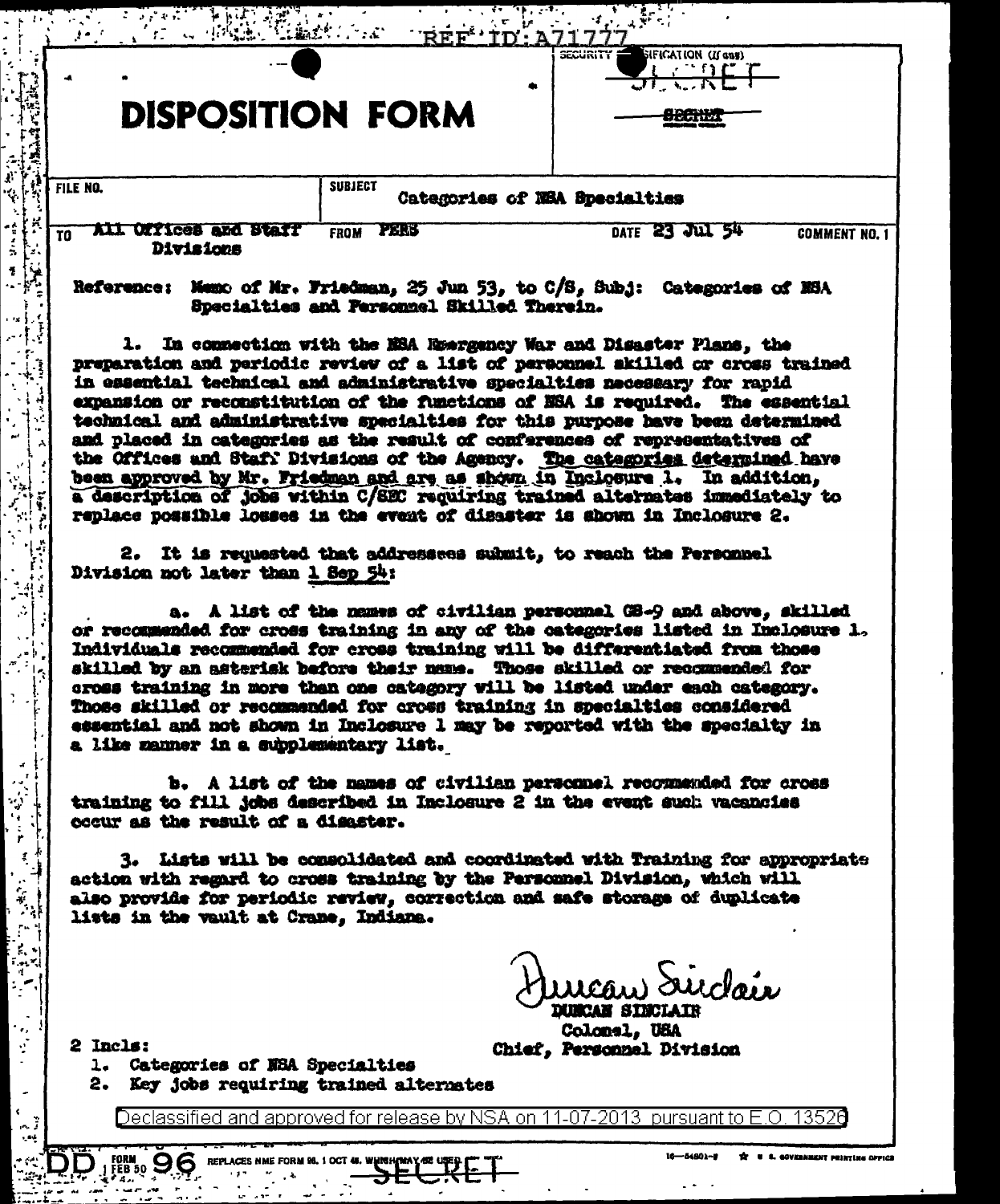REF ID:A71777

SECURITY CLASSIFICATION (If any)
SECRET

SECRET

# DISPOSITION FORM

| FILE NO. | SUBJECT Categories of NSA Specialties | | |
|---|---|---|---|
| TO All Offices and Staff Divisions | FROM PERS | DATE 23 Jul 54 | COMMENT NO. 1 |

Reference: Memo of Mr. Friedman, 25 Jun 53, to C/S, Subj: Categories of NSA Specialties and Personnel Skilled Therein.

1. In connection with the NSA Emergency War and Disaster Plans, the preparation and periodic review of a list of personnel skilled or cross trained in essential technical and administrative specialties necessary for rapid expansion or reconstitution of the functions of NSA is required. The essential technical and administrative specialties for this purpose have been determined and placed in categories as the result of conferences of representatives of the Offices and Staff Divisions of the Agency. The categories determined have been approved by Mr. Friedman and are as shown in Inclosure 1. In addition, a description of jobs within C/SEC requiring trained alternates immediately to replace possible losses in the event of disaster is shown in Inclosure 2.

2. It is requested that addressees submit, to reach the Personnel Division not later than 1 Sep 54:

a. A list of the names of civilian personnel GS-9 and above, skilled or recommended for cross training in any of the categories listed in Inclosure 1. Individuals recommended for cross training will be differentiated from those skilled by an asterisk before their name. Those skilled or recommended for cross training in more than one category will be listed under each category. Those skilled or recommended for cross training in specialties considered essential and not shown in Inclosure 1 may be reported with the specialty in a like manner in a supplementary list.

b. A list of the names of civilian personnel recommended for cross training to fill jobs described in Inclosure 2 in the event such vacancies occur as the result of a disaster.

3. Lists will be consolidated and coordinated with Training for appropriate action with regard to cross training by the Personnel Division, which will also provide for periodic review, correction and safe storage of duplicate lists in the vault at Crane, Indiana.

Duncan Sinclair
DUNCAN SINCLAIR
Colonel, USA
Chief, Personnel Division

2 Incls:
1. Categories of NSA Specialties
2. Key jobs requiring trained alternates

Declassified and approved for release by NSA on 11-07-2013 pursuant to E.O. 13526

DD FORM 96 FEB 50 REPLACES NME FORM 96, 1 OCT 48, WHICH MAY BE USED.

SECRET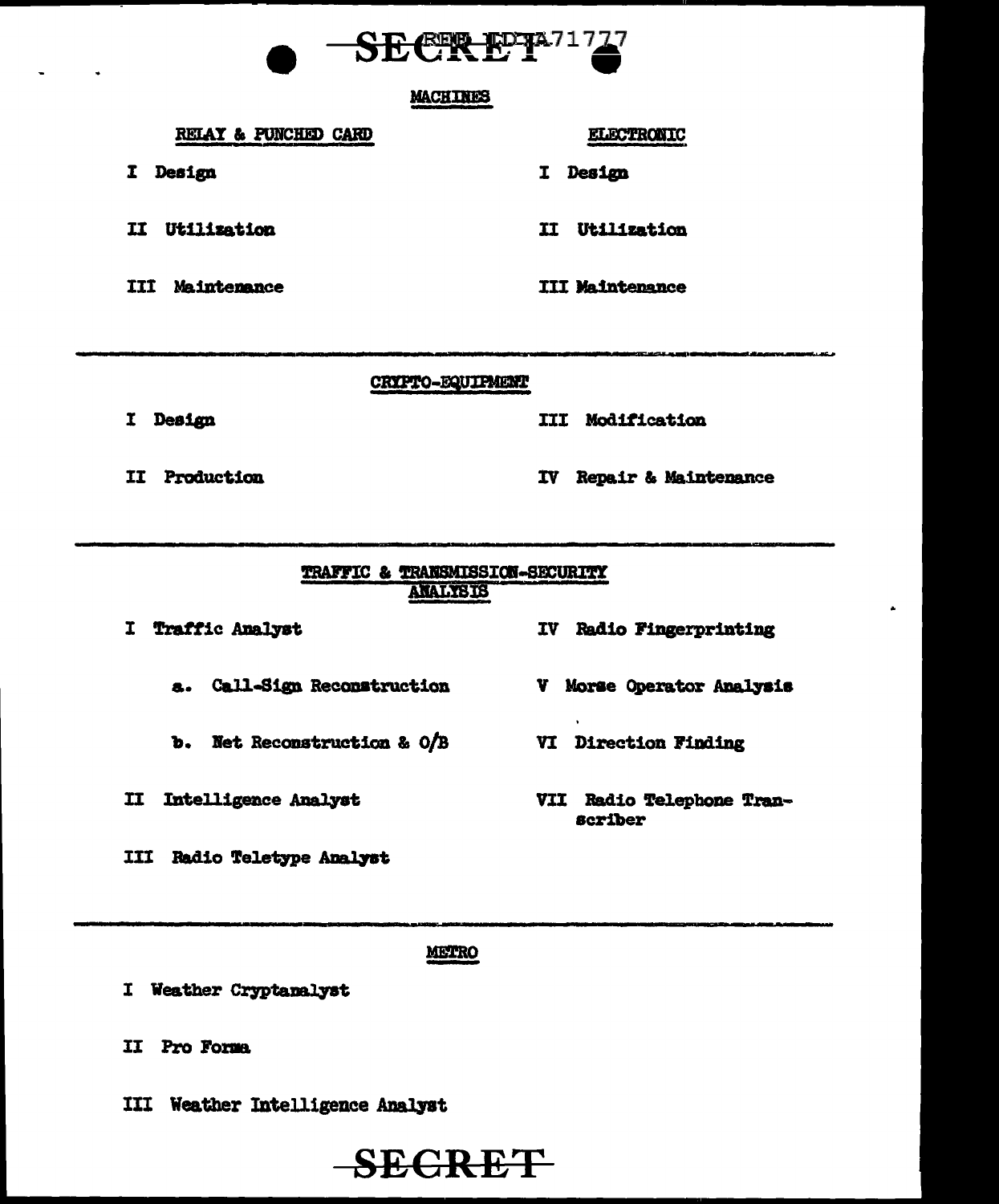## MACHINES

### RELAY & PUNCHED CARD

I Design

II Utilization

III Maintenance

### ELECTRONIC

I Design

II Utilization

III Maintenance

---

## CRYPTO-EQUIPMENT

I Design

II Production

III Modification

IV Repair & Maintenance

---

## TRAFFIC & TRANSMISSION-SECURITY ANALYSIS

I Traffic Analyst

a. Call-Sign Reconstruction

b. Net Reconstruction & O/B

II Intelligence Analyst

III Radio Teletype Analyst

IV Radio Fingerprinting

V Morse Operator Analysis

VI Direction Finding

VII Radio Telephone Transcriber

---

## METRO

I Weather Cryptanalyst

II Pro Forma

III Weather Intelligence Analyst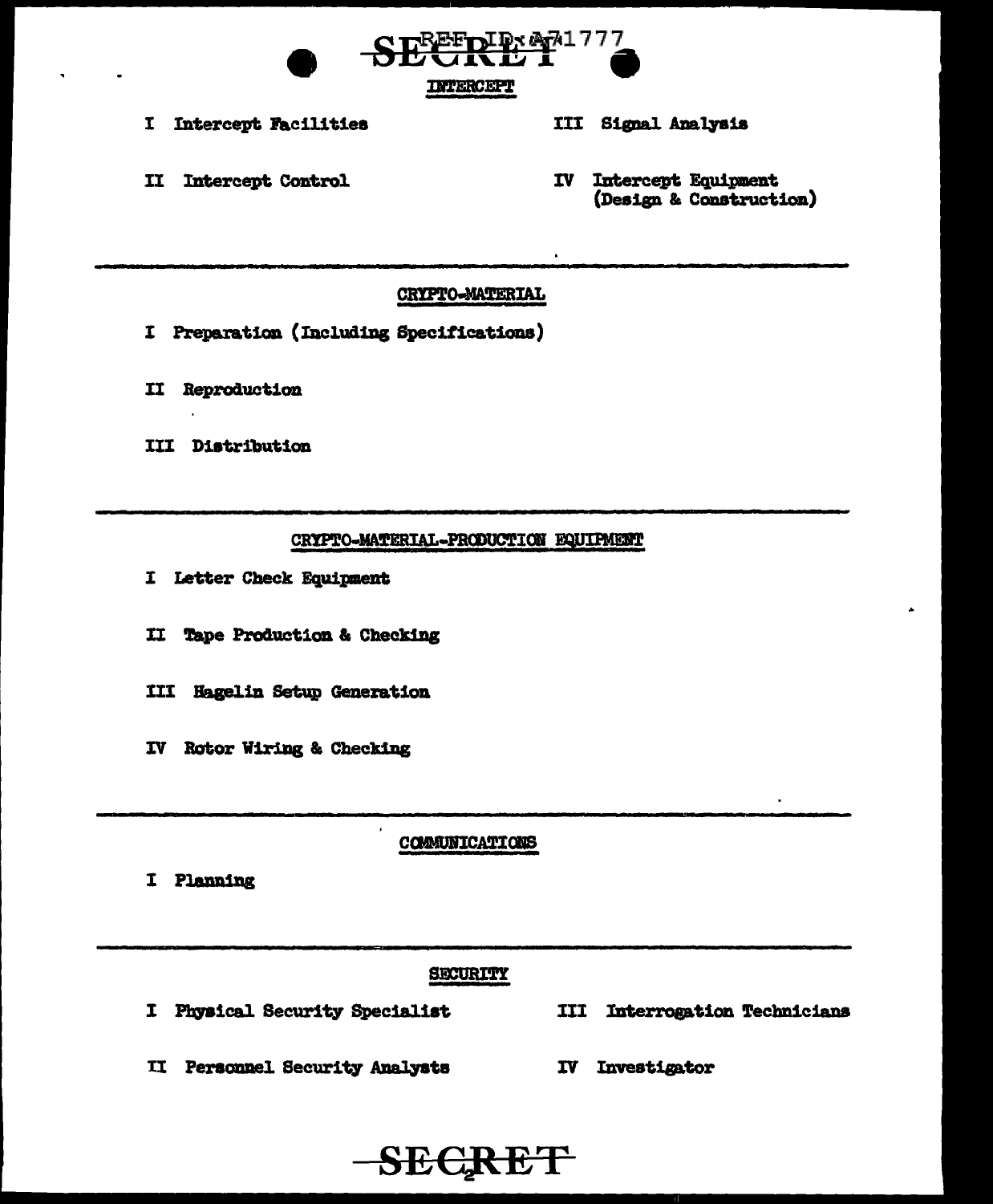## INTERCEPT

I Intercept Facilities

II Intercept Control

III Signal Analysis

IV Intercept Equipment (Design & Construction)

---

## CRYPTO-MATERIAL

I Preparation (Including Specifications)

II Reproduction

III Distribution

---

## CRYPTO-MATERIAL-PRODUCTION EQUIPMENT

I Letter Check Equipment

II Tape Production & Checking

III Hagelin Setup Generation

IV Rotor Wiring & Checking

---

## COMMUNICATIONS

I Planning

---

## SECURITY

I Physical Security Specialist

II Personnel Security Analysts

III Interrogation Technicians

IV Investigator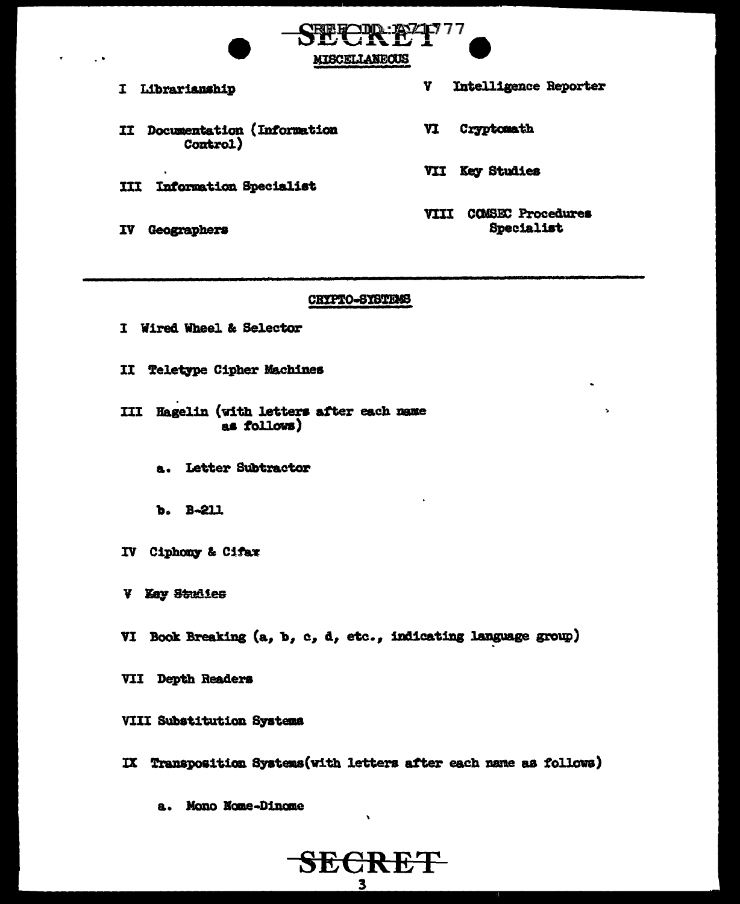## MISCELLANEOUS

I Librarianship

II Documentation (Information Control)

III Information Specialist

IV Geographers

V Intelligence Reporter

VI Cryptomath

VII Key Studies

VIII COMSEC Procedures Specialist

---

## CRYPTO-SYSTEMS

I Wired Wheel & Selector

II Teletype Cipher Machines

III Hagelin (with letters after each name as follows)

- a. Letter Subtractor
- b. B-211

IV Ciphony & Cifax

V Key Studies

VI Book Breaking (a, b, c, d, etc., indicating language group)

VII Depth Readers

VIII Substitution Systems

IX Transposition Systems(with letters after each name as follows)

- a. Mono Nome-Dinome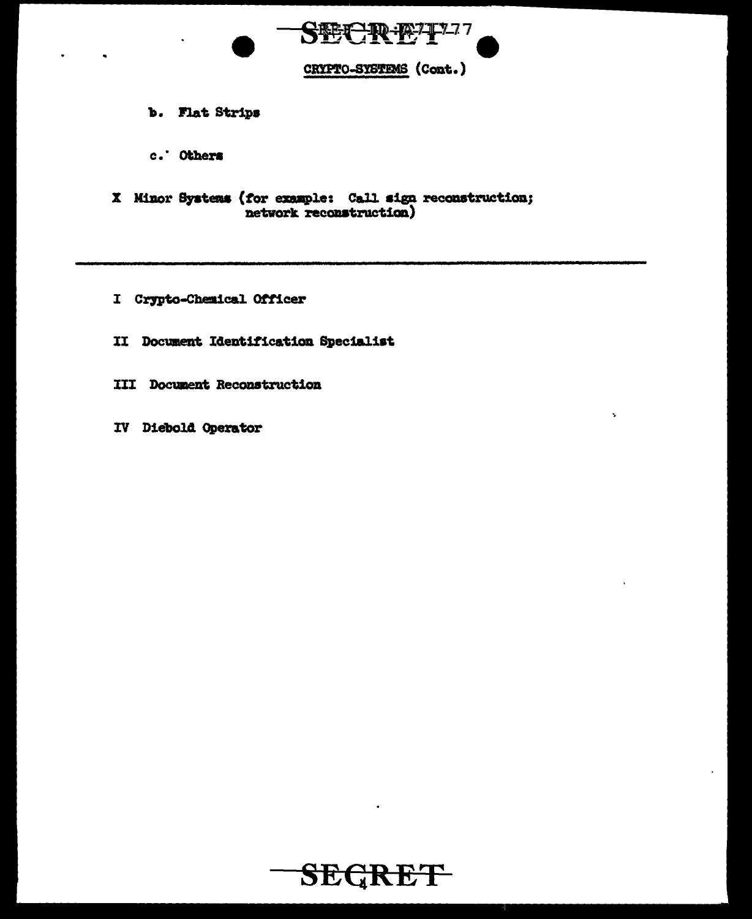CRYPTO-SYSTEMS (Cont.)

b. Flat Strips

c. Others

X Minor Systems (for example: Call sign reconstruction; network reconstruction)

---

I Crypto-Chemical Officer

II Document Identification Specialist

III Document Reconstruction

IV Diebold Operator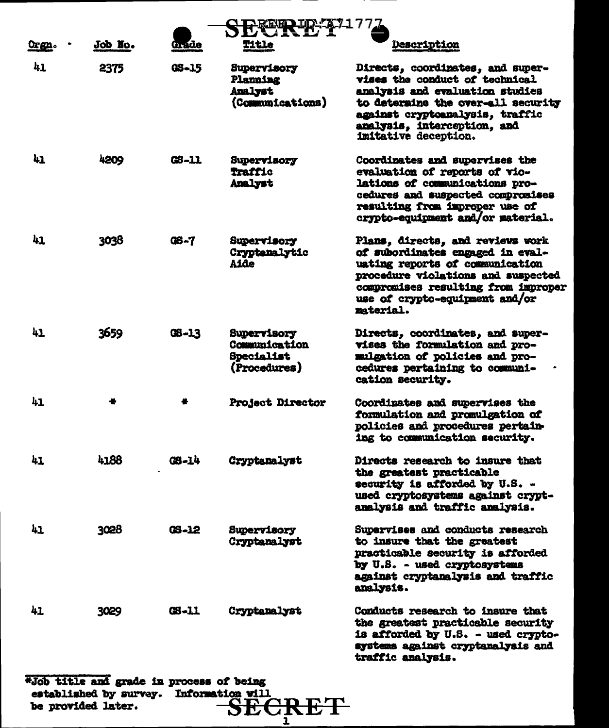SECRET

| Orgn. | Job No. | Grade | Title | Description |
| --- | --- | --- | --- | --- |
| 41 | 2375 | GS-15 | Supervisory Planning Analyst (Communications) | Directs, coordinates, and supervises the conduct of technical analysis and evaluation studies to determine the over-all security against cryptoanalysis, traffic analysis, interception, and imitative deception. |
| 41 | 4209 | GS-11 | Supervisory Traffic Analyst | Coordinates and supervises the evaluation of reports of violations of communications procedures and suspected compromises resulting from improper use of crypto-equipment and/or material. |
| 41 | 3038 | GS-7 | Supervisory Cryptanalytic Aide | Plans, directs, and reviews work of subordinates engaged in evaluating reports of communication procedure violations and suspected compromises resulting from improper use of crypto-equipment and/or material. |
| 41 | 3659 | GS-13 | Supervisory Communication Specialist (Procedures) | Directs, coordinates, and supervises the formulation and promulgation of policies and procedures pertaining to communication security. |
| 41 | * | * | Project Director | Coordinates and supervises the formulation and promulgation of policies and procedures pertaining to communication security. |
| 41 | 4188 | GS-14 | Cryptanalyst | Directs research to insure that the greatest practicable security is afforded by U.S. - used cryptosystems against cryptanalysis and traffic analysis. |
| 41 | 3028 | GS-12 | Supervisory Cryptanalyst | Supervises and conducts research to insure that the greatest practicable security is afforded by U.S. - used cryptosystems against cryptanalysis and traffic analysis. |
| 41 | 3029 | GS-11 | Cryptanalyst | Conducts research to insure that the greatest practicable security is afforded by U.S. - used cryptosystems against cryptanalysis and traffic analysis. |

*Job title and grade in process of being established by survey. Information will be provided later.

SECRET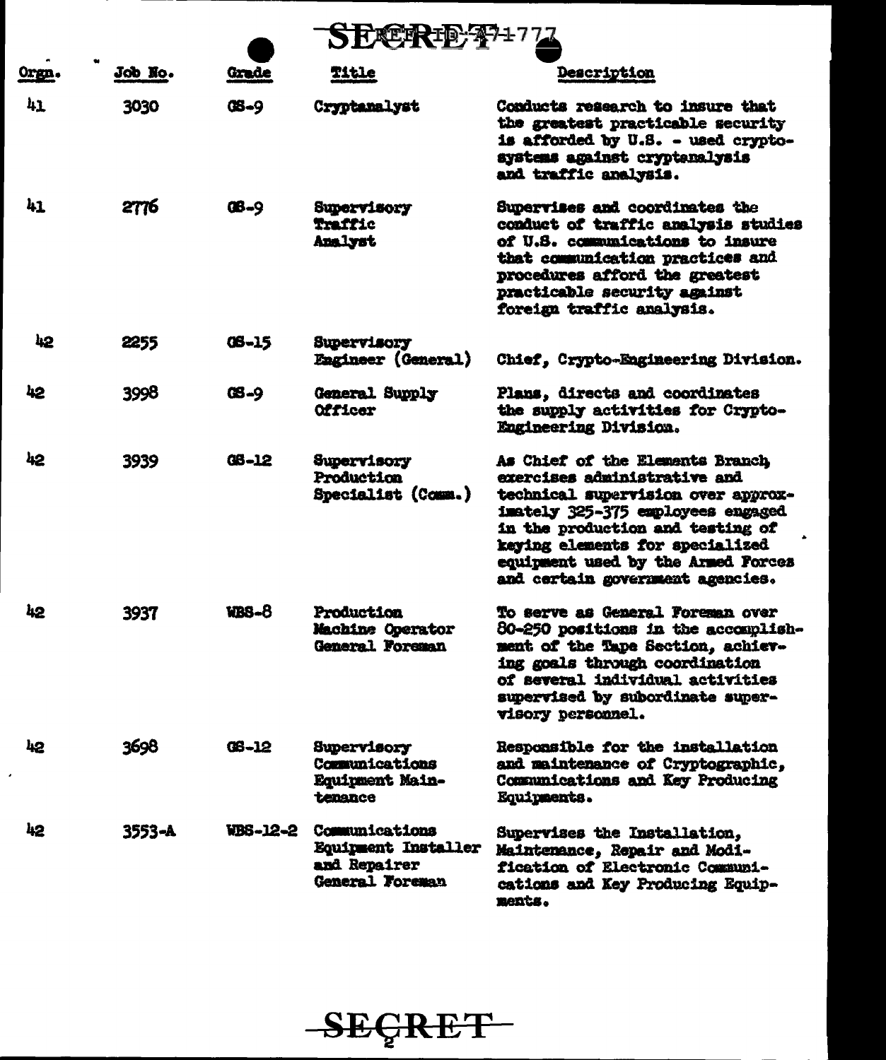SECRET

| Orgn. | Job No. | Grade | Title | Description |
| --- | --- | --- | --- | --- |
| 41 | 3030 | GS-9 | Cryptanalyst | Conducts research to insure that the greatest practicable security is afforded by U.S. - used crypto-systems against cryptanalysis and traffic analysis. |
| 41 | 2776 | GS-9 | Supervisory Traffic Analyst | Supervises and coordinates the conduct of traffic analysis studies of U.S. communications to insure that communication practices and procedures afford the greatest practicable security against foreign traffic analysis. |
| 42 | 2255 | GS-15 | Supervisory Engineer (General) | Chief, Crypto-Engineering Division. |
| 42 | 3998 | GS-9 | General Supply Officer | Plans, directs and coordinates the supply activities for Crypto-Engineering Division. |
| 42 | 3939 | GS-12 | Supervisory Production Specialist (Comm.) | As Chief of the Elements Branch, exercises administrative and technical supervision over approximately 325-375 employees engaged in the production and testing of keying elements for specialized equipment used by the Armed Forces and certain government agencies. |
| 42 | 3937 | WBS-8 | Production Machine Operator General Foreman | To serve as General Foreman over 80-250 positions in the accomplishment of the Tape Section, achieving goals through coordination of several individual activities supervised by subordinate supervisory personnel. |
| 42 | 3698 | GS-12 | Supervisory Communications Equipment Maintenance | Responsible for the installation and maintenance of Cryptographic, Communications and Key Producing Equipments. |
| 42 | 3553-A | WBS-12-2 | Communications Equipment Installer and Repairer General Foreman | Supervises the Installation, Maintenance, Repair and Modification of Electronic Communications and Key Producing Equipments. |

SECRET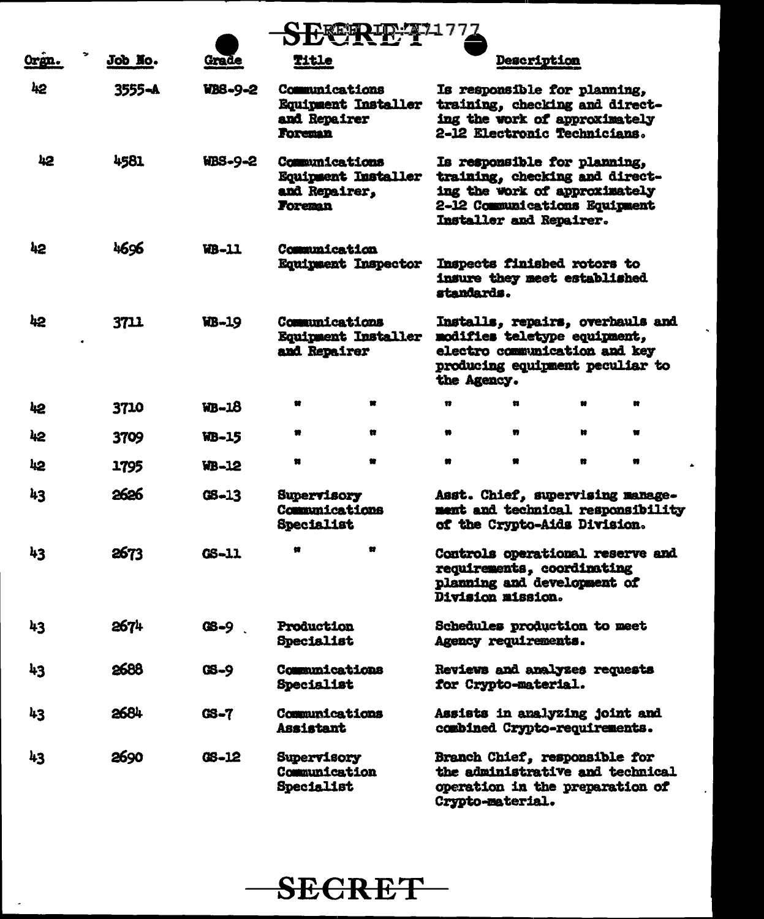SECRET

| Orgn. | Job No. | Grade | Title | Description |
|---|---|---|---|---|
| 42 | 3555-A | WBS-9-2 | Communications Equipment Installer and Repairer Foreman | Is responsible for planning, training, checking and directing the work of approximately 2-12 Electronic Technicians. |
| 42 | 4581 | WBS-9-2 | Communications Equipment Installer and Repairer, Foreman | Is responsible for planning, training, checking and directing the work of approximately 2-12 Communications Equipment Installer and Repairer. |
| 42 | 4696 | WB-11 | Communication Equipment Inspector | Inspects finished rotors to insure they meet established standards. |
| 42 | 3711 | WB-19 | Communications Equipment Installer and Repairer | Installs, repairs, overhauls and modifies teletype equipment, electro communication and key producing equipment peculiar to the Agency. |
| 42 | 3710 | WB-18 | " " | " " " " |
| 42 | 3709 | WB-15 | " " | " " " " |
| 42 | 1795 | WB-12 | " " | " " " " |
| 43 | 2626 | GS-13 | Supervisory Communications Specialist | Asst. Chief, supervising management and technical responsibility of the Crypto-Aids Division. |
| 43 | 2673 | GS-11 | " " | Controls operational reserve and requirements, coordinating planning and development of Division mission. |
| 43 | 2674 | GS-9 | Production Specialist | Schedules production to meet Agency requirements. |
| 43 | 2688 | GS-9 | Communications Specialist | Reviews and analyzes requests for Crypto-material. |
| 43 | 2684 | GS-7 | Communications Assistant | Assists in analyzing joint and combined Crypto-requirements. |
| 43 | 2690 | GS-12 | Supervisory Communication Specialist | Branch Chief, responsible for the administrative and technical operation in the preparation of Crypto-material. |

SECRET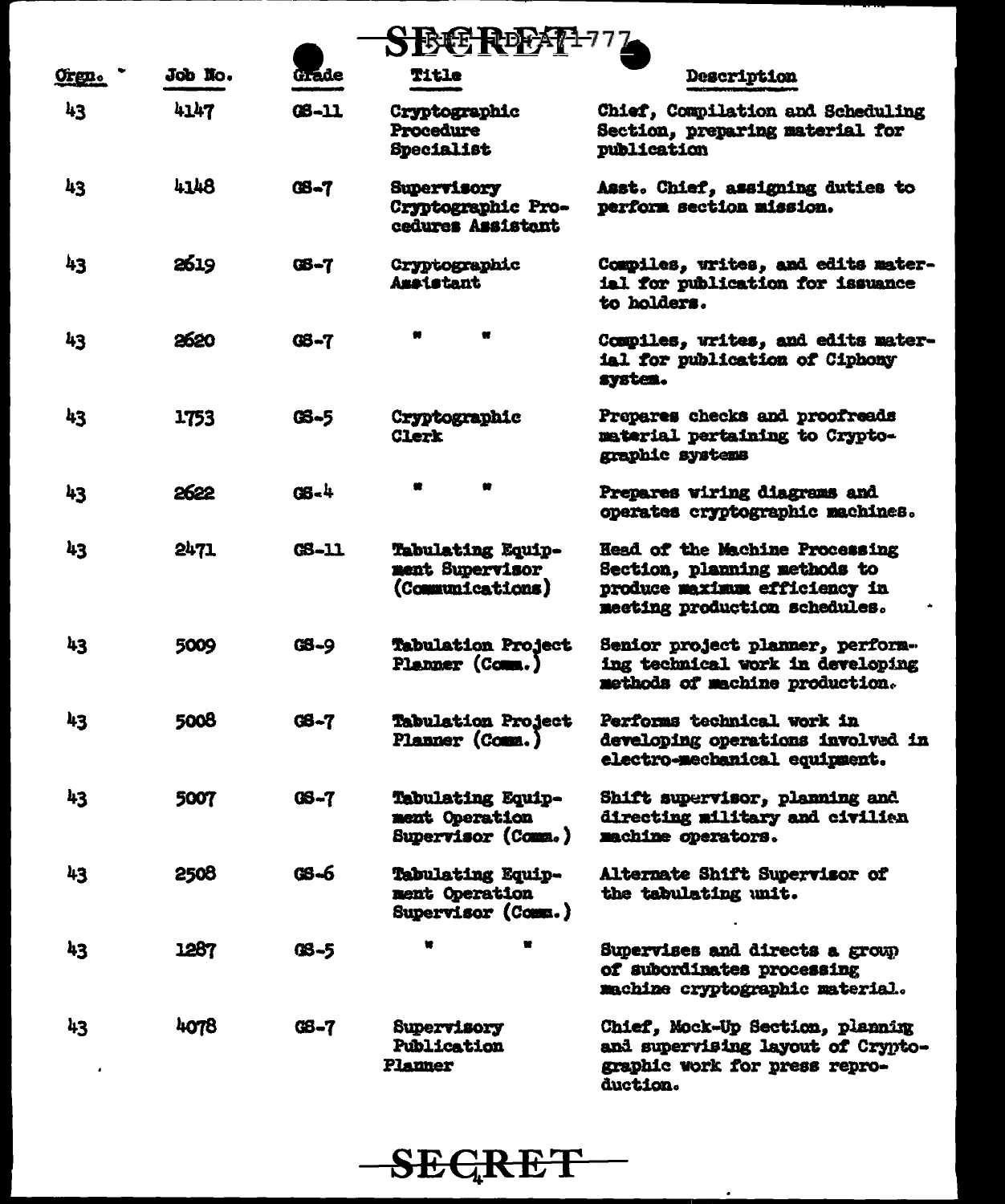SECRET

| Orgn. | Job No. | Grade | Title | Description |
|---|---|---|---|---|
| 43 | 4147 | GS-11 | Cryptographic Procedure Specialist | Chief, Compilation and Scheduling Section, preparing material for publication |
| 43 | 4148 | GS-7 | Supervisory Cryptographic Procedures Assistant | Asst. Chief, assigning duties to perform section mission. |
| 43 | 2619 | GS-7 | Cryptographic Assistant | Compiles, writes, and edits material for publication for issuance to holders. |
| 43 | 2620 | GS-7 | " " | Compiles, writes, and edits material for publication of Ciphony system. |
| 43 | 1753 | GS-5 | Cryptographic Clerk | Prepares checks and proofreads material pertaining to Cryptographic systems |
| 43 | 2622 | GS-4 | " " | Prepares wiring diagrams and operates cryptographic machines. |
| 43 | 2471 | GS-11 | Tabulating Equipment Supervisor (Communications) | Head of the Machine Processing Section, planning methods to produce maximum efficiency in meeting production schedules. |
| 43 | 5009 | GS-9 | Tabulation Project Planner (Comm.) | Senior project planner, performing technical work in developing methods of machine production. |
| 43 | 5008 | GS-7 | Tabulation Project Planner (Comm.) | Performs technical work in developing operations involved in electro-mechanical equipment. |
| 43 | 5007 | GS-7 | Tabulating Equipment Operation Supervisor (Comm.) | Shift supervisor, planning and directing military and civilian machine operators. |
| 43 | 2508 | GS-6 | Tabulating Equipment Operation Supervisor (Comm.) | Alternate Shift Supervisor of the tabulating unit. |
| 43 | 1287 | GS-5 | " " | Supervises and directs a group of subordinates processing machine cryptographic material. |
| 43 | 4078 | GS-7 | Supervisory Publication Planner | Chief, Mock-Up Section, planning and supervising layout of Cryptographic work for press reproduction. |

SECRET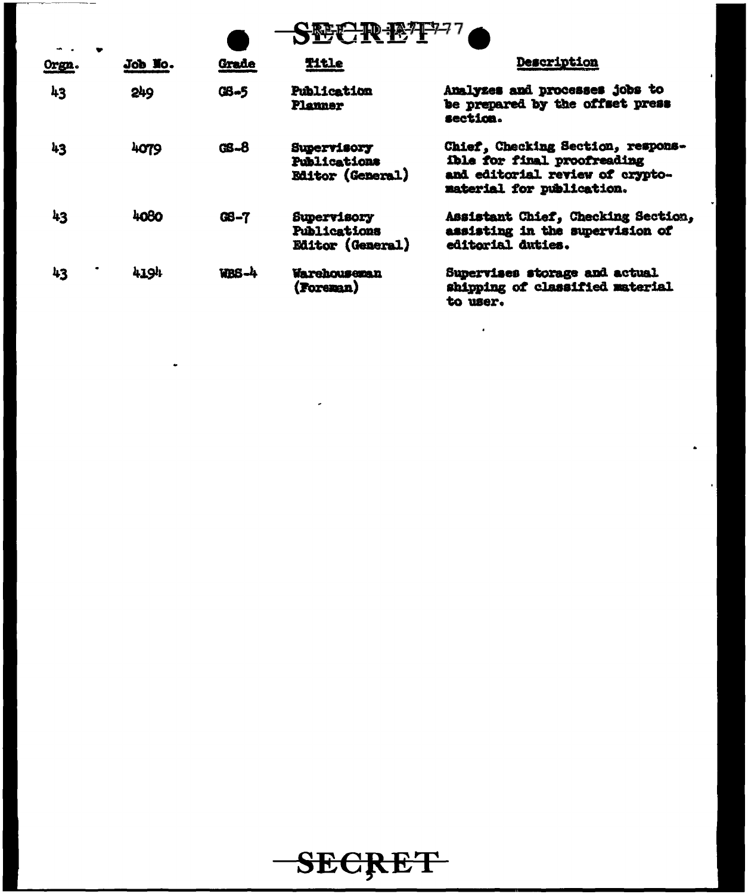SECRET

| Orgn. | Job No. | Grade | Title | Description |
|---|---|---|---|---|
| 43 | 249 | GS-5 | Publication Planner | Analyzes and processes jobs to be prepared by the offset press section. |
| 43 | 4079 | GS-8 | Supervisory Publications Editor (General) | Chief, Checking Section, responsible for final proofreading and editorial review of cryptomaterial for publication. |
| 43 | 4080 | GS-7 | Supervisory Publications Editor (General) | Assistant Chief, Checking Section, assisting in the supervision of editorial duties. |
| 43 | 4194 | WBS-4 | Warehouseman (Foreman) | Supervises storage and actual shipping of classified material to user. |

SECRET